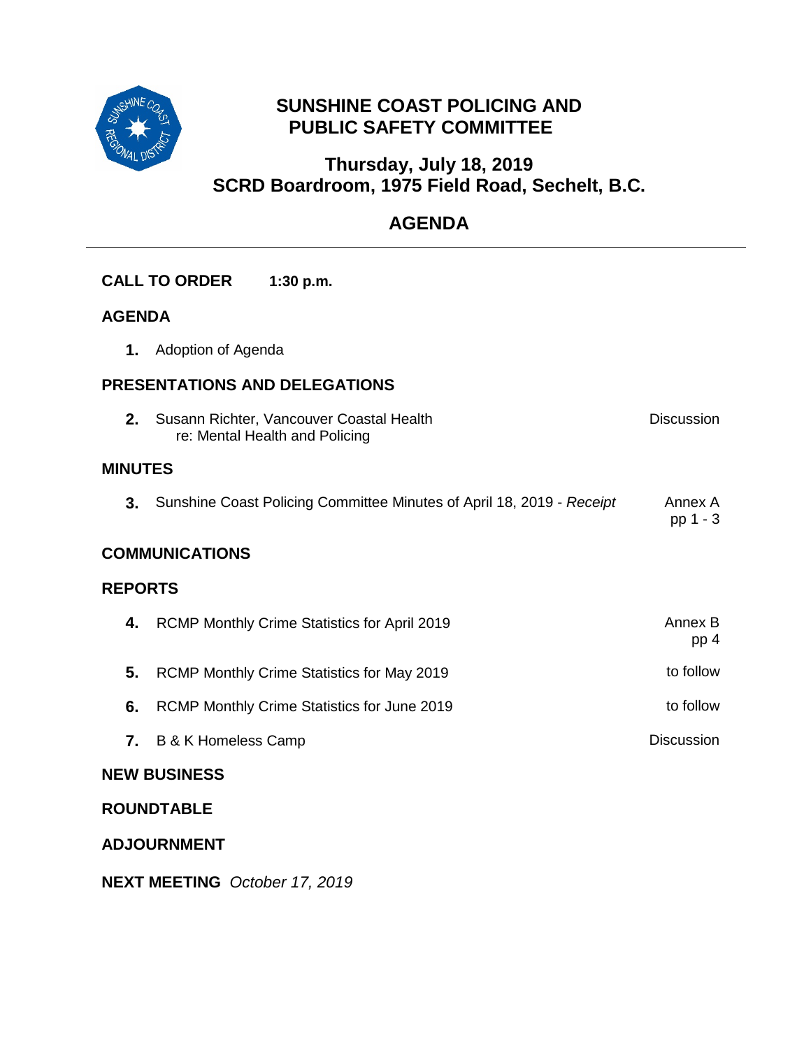# SUNSHINE COAST POLICING AND PUBLIC SAFETY COMMITTEE

## Thursday, July 18, 2019
## SCRD Boardroom, 1975 Field Road, Sechelt, B.C.

## AGENDA

---

**CALL TO ORDER** **1:30 p.m.**

### AGENDA

1. Adoption of Agenda

### PRESENTATIONS AND DELEGATIONS

2. Susann Richter, Vancouver Coastal Health re: Mental Health and Policing — Discussion

### MINUTES

3. Sunshine Coast Policing Committee Minutes of April 18, 2019 - *Receipt* — Annex A pp 1 - 3

### COMMUNICATIONS

### REPORTS

4. RCMP Monthly Crime Statistics for April 2019 — Annex B pp 4
5. RCMP Monthly Crime Statistics for May 2019 — to follow
6. RCMP Monthly Crime Statistics for June 2019 — to follow
7. B & K Homeless Camp — Discussion

### NEW BUSINESS

### ROUNDTABLE

### ADJOURNMENT

**NEXT MEETING** *October 17, 2019*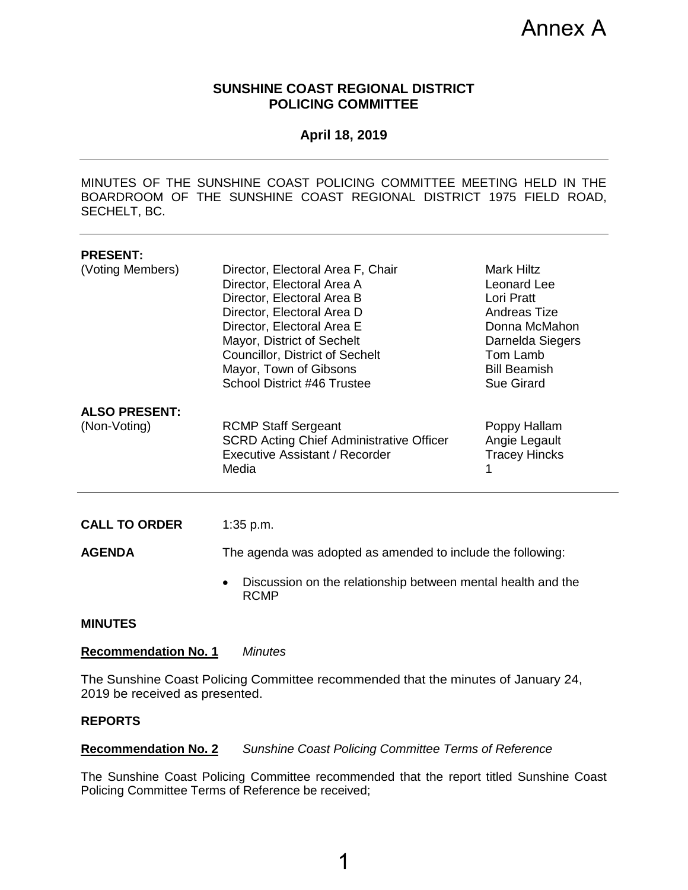Annex A

**SUNSHINE COAST REGIONAL DISTRICT**
**POLICING COMMITTEE**

**April 18, 2019**

---

MINUTES OF THE SUNSHINE COAST POLICING COMMITTEE MEETING HELD IN THE BOARDROOM OF THE SUNSHINE COAST REGIONAL DISTRICT 1975 FIELD ROAD, SECHELT, BC.

---

**PRESENT:**

| (Voting Members) | Director, Electoral Area F, Chair | Mark Hiltz |
|---|---|---|
| | Director, Electoral Area A | Leonard Lee |
| | Director, Electoral Area B | Lori Pratt |
| | Director, Electoral Area D | Andreas Tize |
| | Director, Electoral Area E | Donna McMahon |
| | Mayor, District of Sechelt | Darnelda Siegers |
| | Councillor, District of Sechelt | Tom Lamb |
| | Mayor, Town of Gibsons | Bill Beamish |
| | School District #46 Trustee | Sue Girard |

**ALSO PRESENT:**

| (Non-Voting) | RCMP Staff Sergeant | Poppy Hallam |
|---|---|---|
| | SCRD Acting Chief Administrative Officer | Angie Legault |
| | Executive Assistant / Recorder | Tracey Hincks |
| | Media | 1 |

---

**CALL TO ORDER** 1:35 p.m.

**AGENDA** The agenda was adopted as amended to include the following:

- Discussion on the relationship between mental health and the RCMP

**MINUTES**

**Recommendation No. 1** *Minutes*

The Sunshine Coast Policing Committee recommended that the minutes of January 24, 2019 be received as presented.

**REPORTS**

**Recommendation No. 2** *Sunshine Coast Policing Committee Terms of Reference*

The Sunshine Coast Policing Committee recommended that the report titled Sunshine Coast Policing Committee Terms of Reference be received;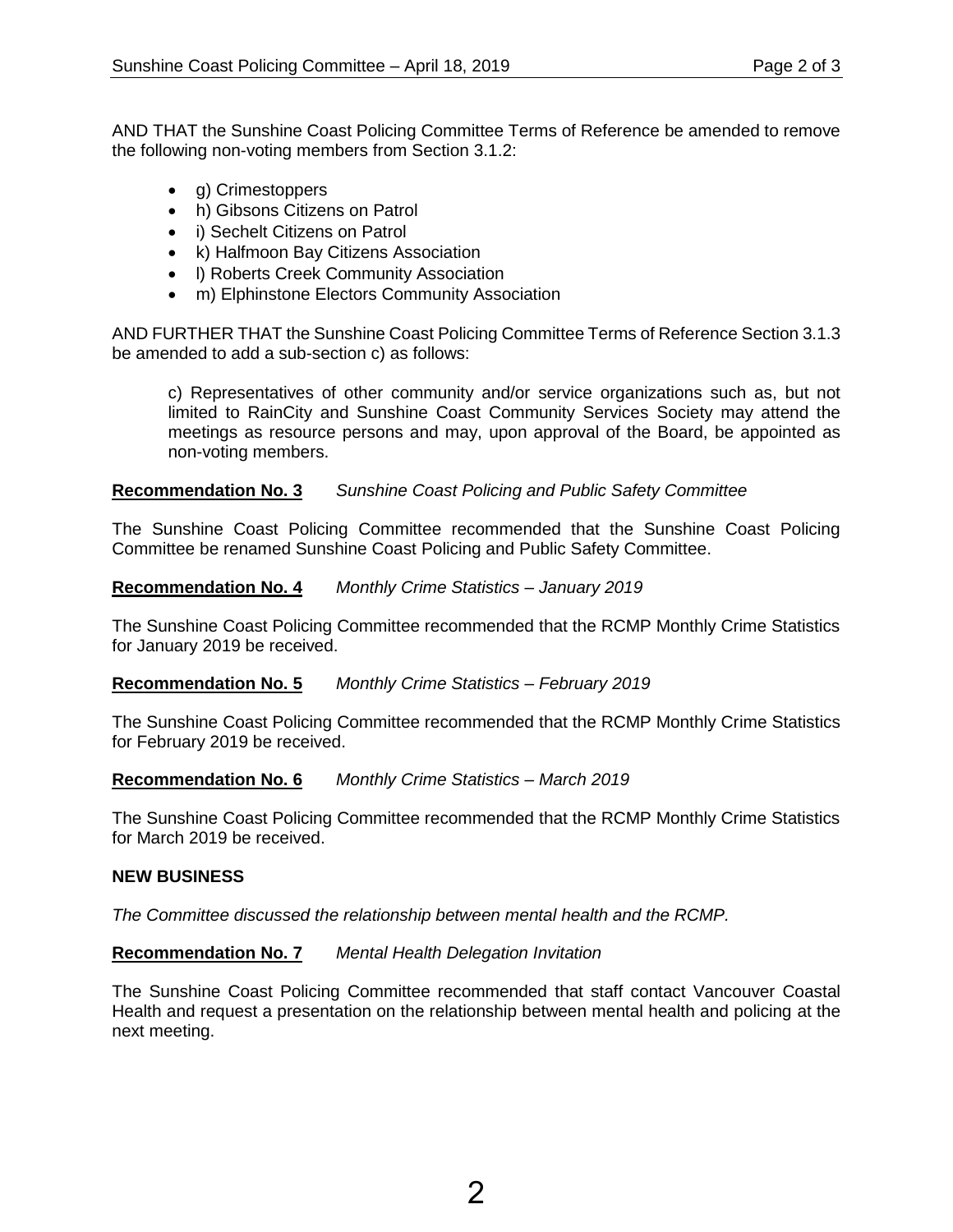AND THAT the Sunshine Coast Policing Committee Terms of Reference be amended to remove the following non-voting members from Section 3.1.2:

- g) Crimestoppers
- h) Gibsons Citizens on Patrol
- i) Sechelt Citizens on Patrol
- k) Halfmoon Bay Citizens Association
- l) Roberts Creek Community Association
- m) Elphinstone Electors Community Association

AND FURTHER THAT the Sunshine Coast Policing Committee Terms of Reference Section 3.1.3 be amended to add a sub-section c) as follows:

> c) Representatives of other community and/or service organizations such as, but not limited to RainCity and Sunshine Coast Community Services Society may attend the meetings as resource persons and may, upon approval of the Board, be appointed as non-voting members.

**Recommendation No. 3** *Sunshine Coast Policing and Public Safety Committee*

The Sunshine Coast Policing Committee recommended that the Sunshine Coast Policing Committee be renamed Sunshine Coast Policing and Public Safety Committee.

**Recommendation No. 4** *Monthly Crime Statistics – January 2019*

The Sunshine Coast Policing Committee recommended that the RCMP Monthly Crime Statistics for January 2019 be received.

**Recommendation No. 5** *Monthly Crime Statistics – February 2019*

The Sunshine Coast Policing Committee recommended that the RCMP Monthly Crime Statistics for February 2019 be received.

**Recommendation No. 6** *Monthly Crime Statistics – March 2019*

The Sunshine Coast Policing Committee recommended that the RCMP Monthly Crime Statistics for March 2019 be received.

**NEW BUSINESS**

*The Committee discussed the relationship between mental health and the RCMP.*

**Recommendation No. 7** *Mental Health Delegation Invitation*

The Sunshine Coast Policing Committee recommended that staff contact Vancouver Coastal Health and request a presentation on the relationship between mental health and policing at the next meeting.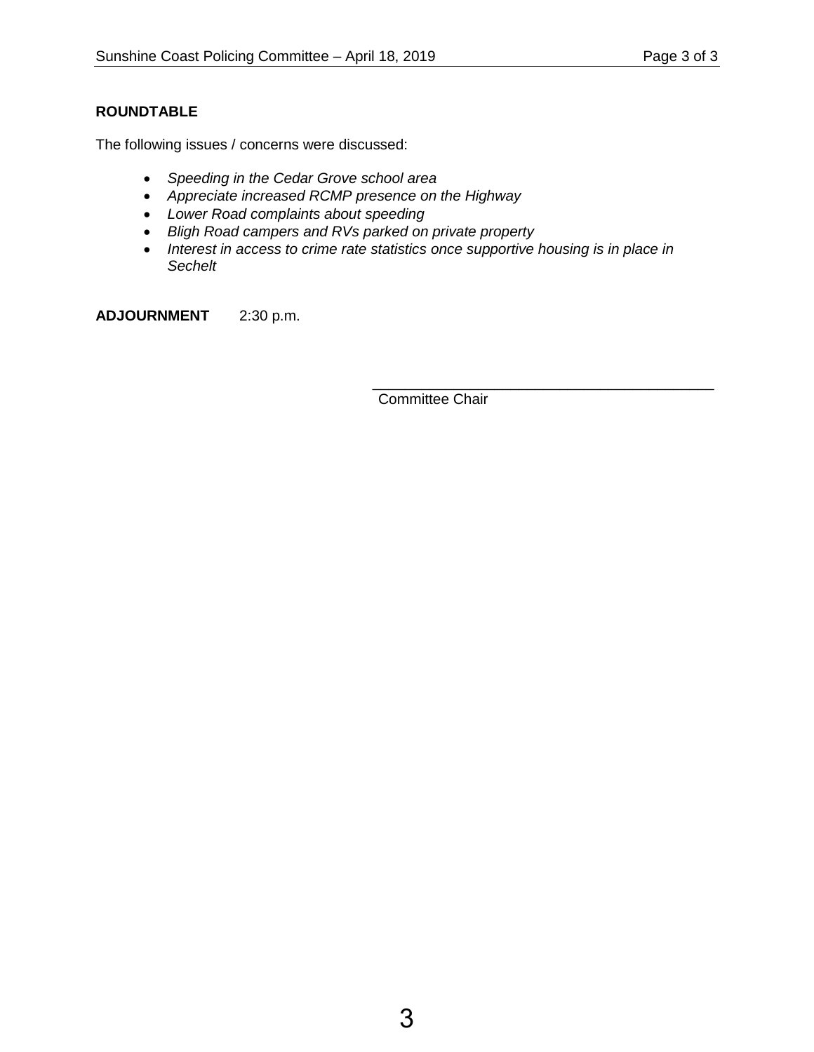**ROUNDTABLE**

The following issues / concerns were discussed:

- *Speeding in the Cedar Grove school area*
- *Appreciate increased RCMP presence on the Highway*
- *Lower Road complaints about speeding*
- *Bligh Road campers and RVs parked on private property*
- *Interest in access to crime rate statistics once supportive housing is in place in Sechelt*

**ADJOURNMENT** 2:30 p.m.

\_\_\_\_\_\_\_\_\_\_\_\_\_\_\_\_\_\_\_\_\_\_\_\_\_\_\_\_\_\_\_\_\_\_\_\_\_\_\_\_

Committee Chair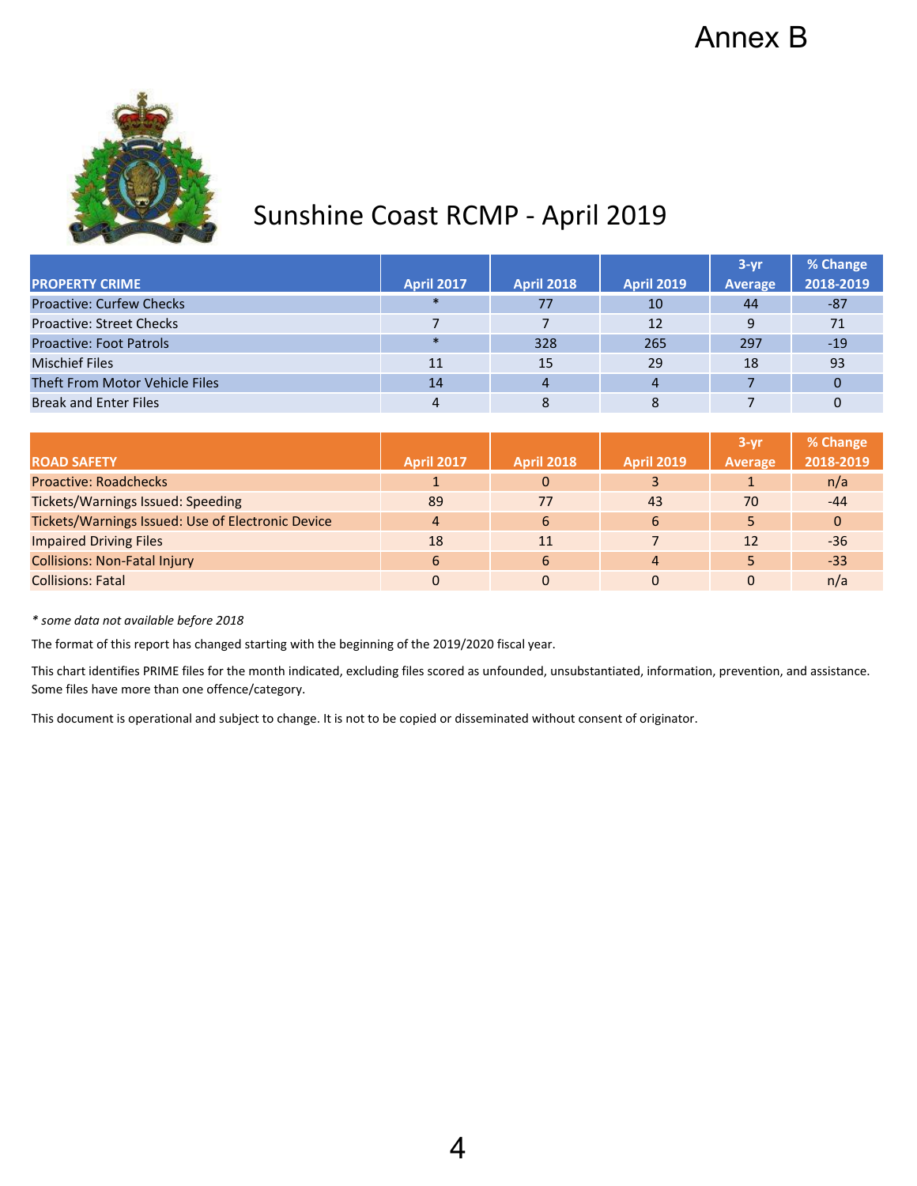Annex B

# Sunshine Coast RCMP - April 2019

| PROPERTY CRIME | April 2017 | April 2018 | April 2019 | 3-yr Average | % Change 2018-2019 |
|---|---|---|---|---|---|
| Proactive: Curfew Checks | * | 77 | 10 | 44 | -87 |
| Proactive: Street Checks | 7 | 7 | 12 | 9 | 71 |
| Proactive: Foot Patrols | * | 328 | 265 | 297 | -19 |
| Mischief Files | 11 | 15 | 29 | 18 | 93 |
| Theft From Motor Vehicle Files | 14 | 4 | 4 | 7 | 0 |
| Break and Enter Files | 4 | 8 | 8 | 7 | 0 |

| ROAD SAFETY | April 2017 | April 2018 | April 2019 | 3-yr Average | % Change 2018-2019 |
|---|---|---|---|---|---|
| Proactive: Roadchecks | 1 | 0 | 3 | 1 | n/a |
| Tickets/Warnings Issued: Speeding | 89 | 77 | 43 | 70 | -44 |
| Tickets/Warnings Issued: Use of Electronic Device | 4 | 6 | 6 | 5 | 0 |
| Impaired Driving Files | 18 | 11 | 7 | 12 | -36 |
| Collisions: Non-Fatal Injury | 6 | 6 | 4 | 5 | -33 |
| Collisions: Fatal | 0 | 0 | 0 | 0 | n/a |

*\* some data not available before 2018*

The format of this report has changed starting with the beginning of the 2019/2020 fiscal year.

This chart identifies PRIME files for the month indicated, excluding files scored as unfounded, unsubstantiated, information, prevention, and assistance. Some files have more than one offence/category.

This document is operational and subject to change. It is not to be copied or disseminated without consent of originator.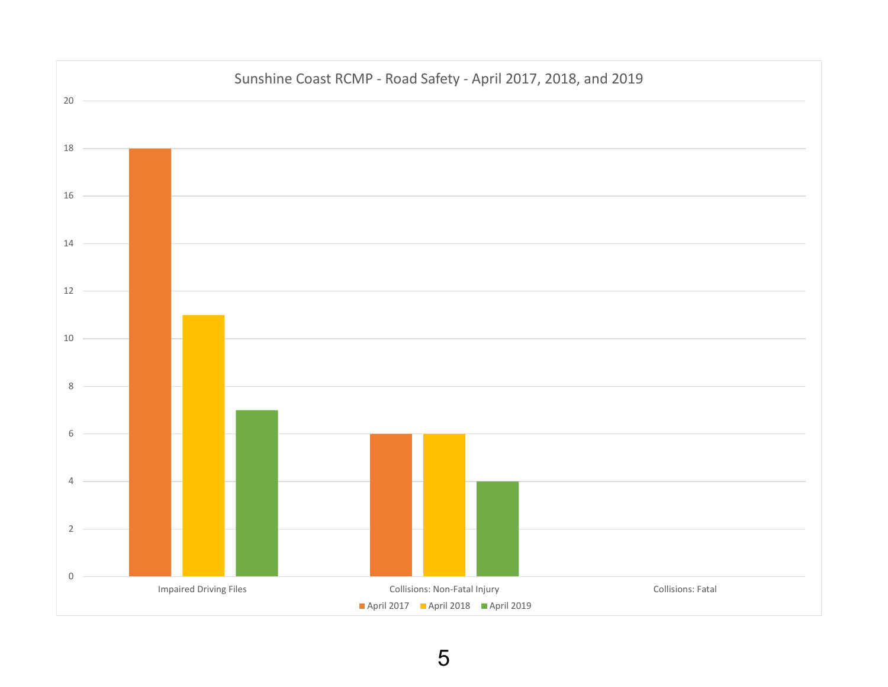## Sunshine Coast RCMP - Road Safety - April 2017, 2018, and 2019

| | April 2017 | April 2018 | April 2019 |
|---|---|---|---|
| Impaired Driving Files | 18 | 11 | 7 |
| Collisions: Non-Fatal Injury | 6 | 6 | 4 |
| Collisions: Fatal | 0 | 0 | 0 |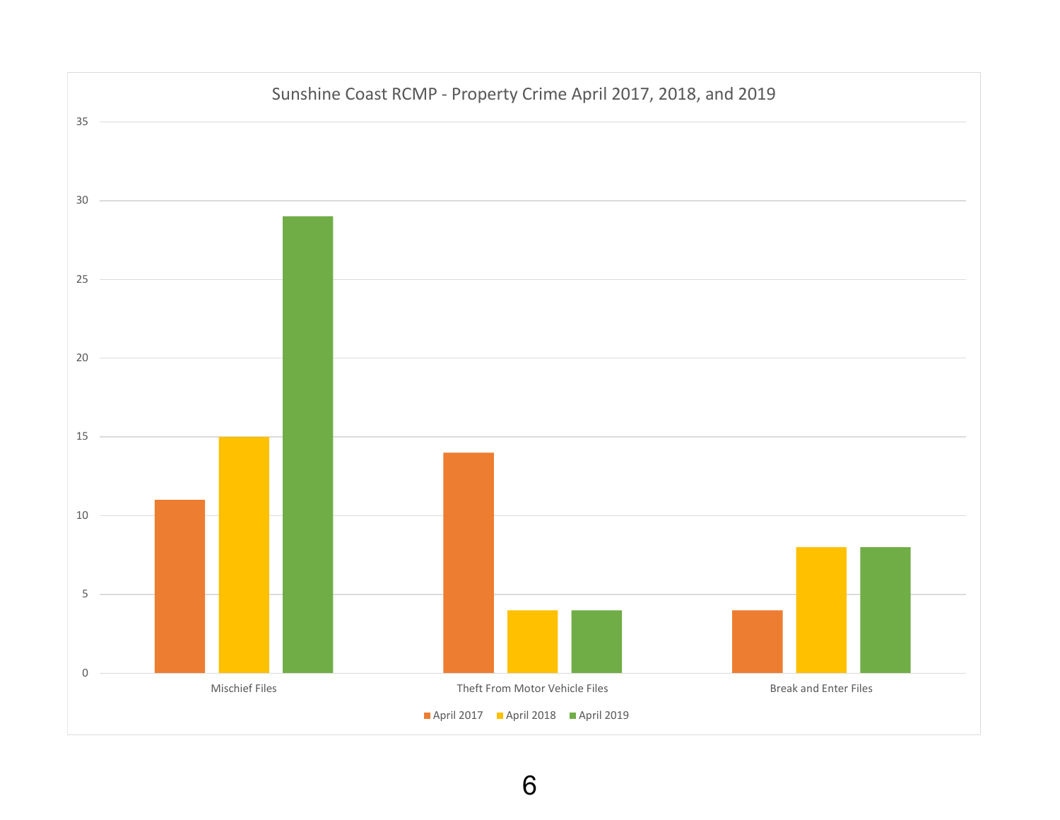Sunshine Coast RCMP - Property Crime April 2017, 2018, and 2019

35

30

25

20

15

10

5

0

Mischief Files

Theft From Motor Vehicle Files

Break and Enter Files

April 2017 April 2018 April 2019